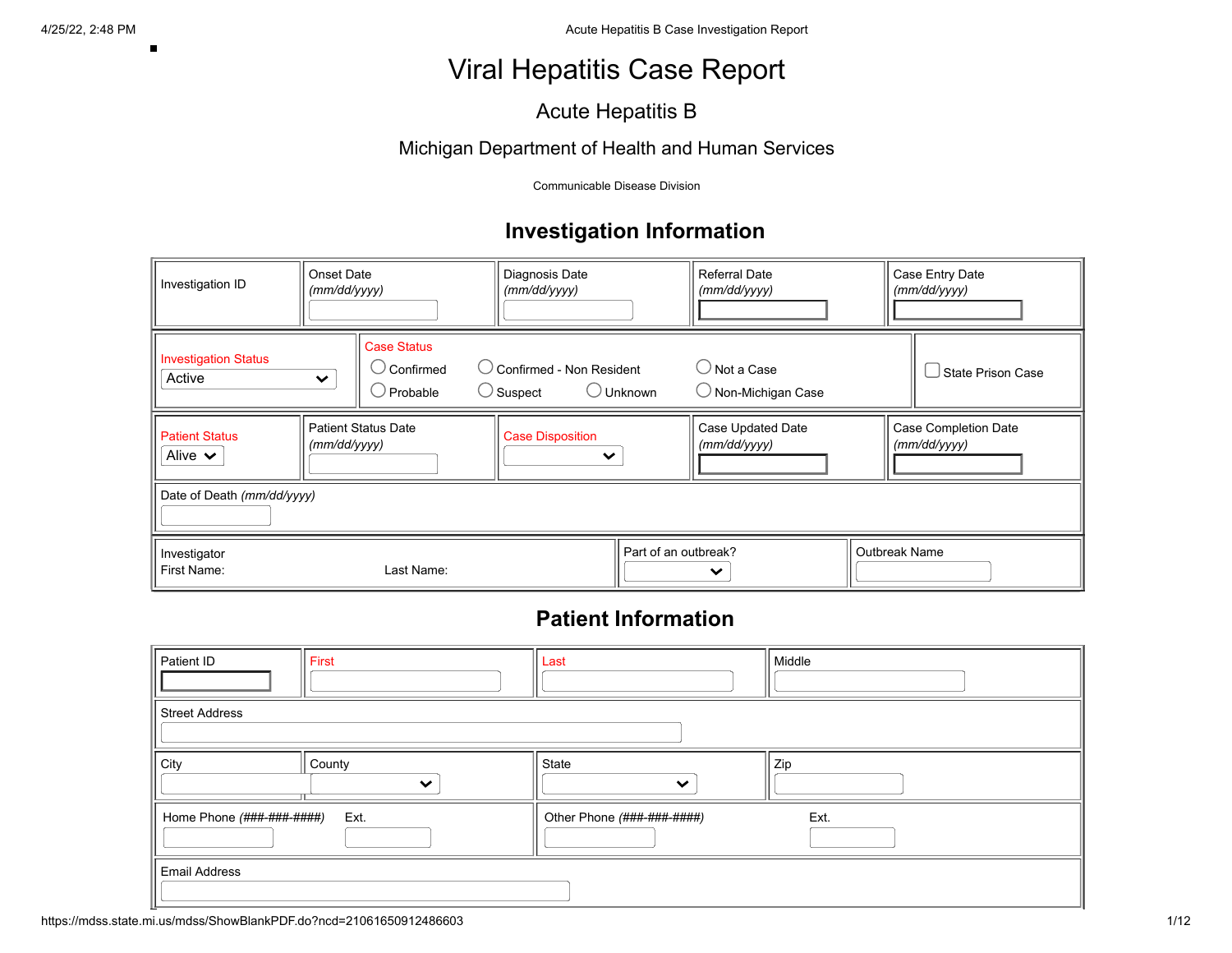# Viral Hepatitis Case Report

## Acute Hepatitis B

### Michigan Department of Health and Human Services

Communicable Disease Division

## Investigation Information

| Investigation ID | Onset Date *(mm/dd/yyyy)* | Diagnosis Date *(mm/dd/yyyy)* | Referral Date *(mm/dd/yyyy)* | Case Entry Date *(mm/dd/yyyy)* |
|---|---|---|---|---|

| Investigation Status | Case Status | State Prison Case |
|---|---|---|
| Active | ○ Confirmed ○ Confirmed - Non Resident ○ Not a Case ○ Probable ○ Suspect ○ Unknown ○ Non-Michigan Case | ☐ State Prison Case |

| Patient Status | Patient Status Date *(mm/dd/yyyy)* | Case Disposition | Case Updated Date *(mm/dd/yyyy)* | Case Completion Date *(mm/dd/yyyy)* |
|---|---|---|---|---|
| Alive | | | | |

Date of Death *(mm/dd/yyyy)*

| Investigator First Name: Last Name: | Part of an outbreak? | Outbreak Name |
|---|---|---|

## Patient Information

| Patient ID | First | Last | Middle |
|---|---|---|---|

Street Address

| City | County | State | Zip |
|---|---|---|---|

| Home Phone *(###-###-####)* | Ext. | Other Phone *(###-###-####)* | Ext. |
|---|---|---|---|

Email Address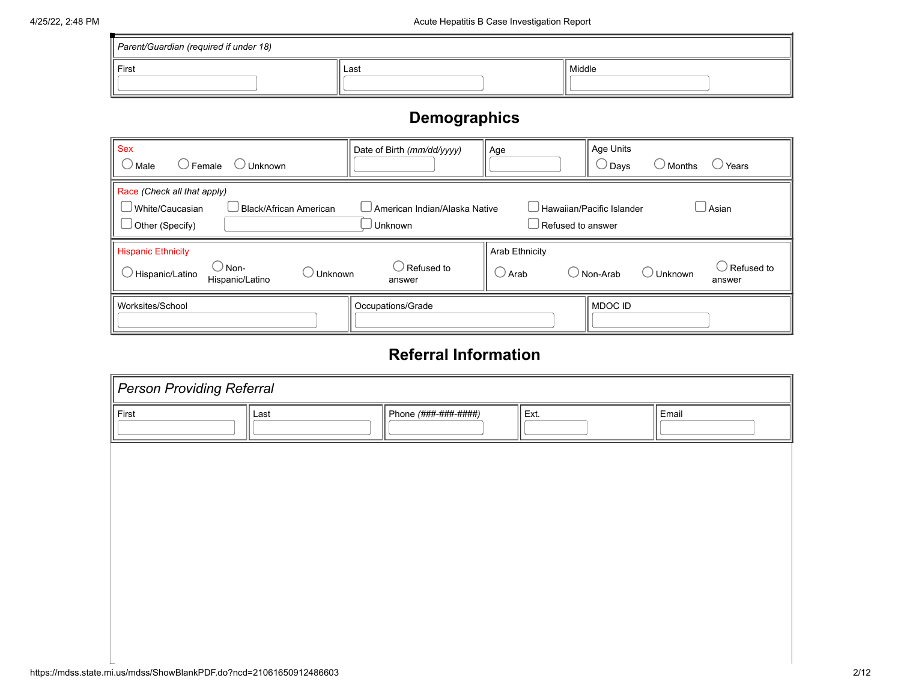*Parent/Guardian (required if under 18)*

| First | Last | Middle |
|---|---|---|
| | | |

## Demographics

| Sex | Date of Birth *(mm/dd/yyyy)* | Age | Age Units |
|---|---|---|---|
| ◯ Male ◯ Female ◯ Unknown | | | ◯ Days ◯ Months ◯ Years |

Race *(Check all that apply)*

☐ White/Caucasian ☐ Black/African American ☐ American Indian/Alaska Native ☐ Hawaiian/Pacific Islander ☐ Asian
☐ Other (Specify) \_\_\_\_\_\_\_\_ ☐ Unknown ☐ Refused to answer

| Hispanic Ethnicity | Arab Ethnicity |
|---|---|
| ◯ Hispanic/Latino ◯ Non-Hispanic/Latino ◯ Unknown ◯ Refused to answer | ◯ Arab ◯ Non-Arab ◯ Unknown ◯ Refused to answer |

| Worksites/School | Occupations/Grade | MDOC ID |
|---|---|---|
| | | |

## Referral Information

*Person Providing Referral*

| First | Last | Phone *(###-###-####)* | Ext. | Email |
|---|---|---|---|---|
| | | | | |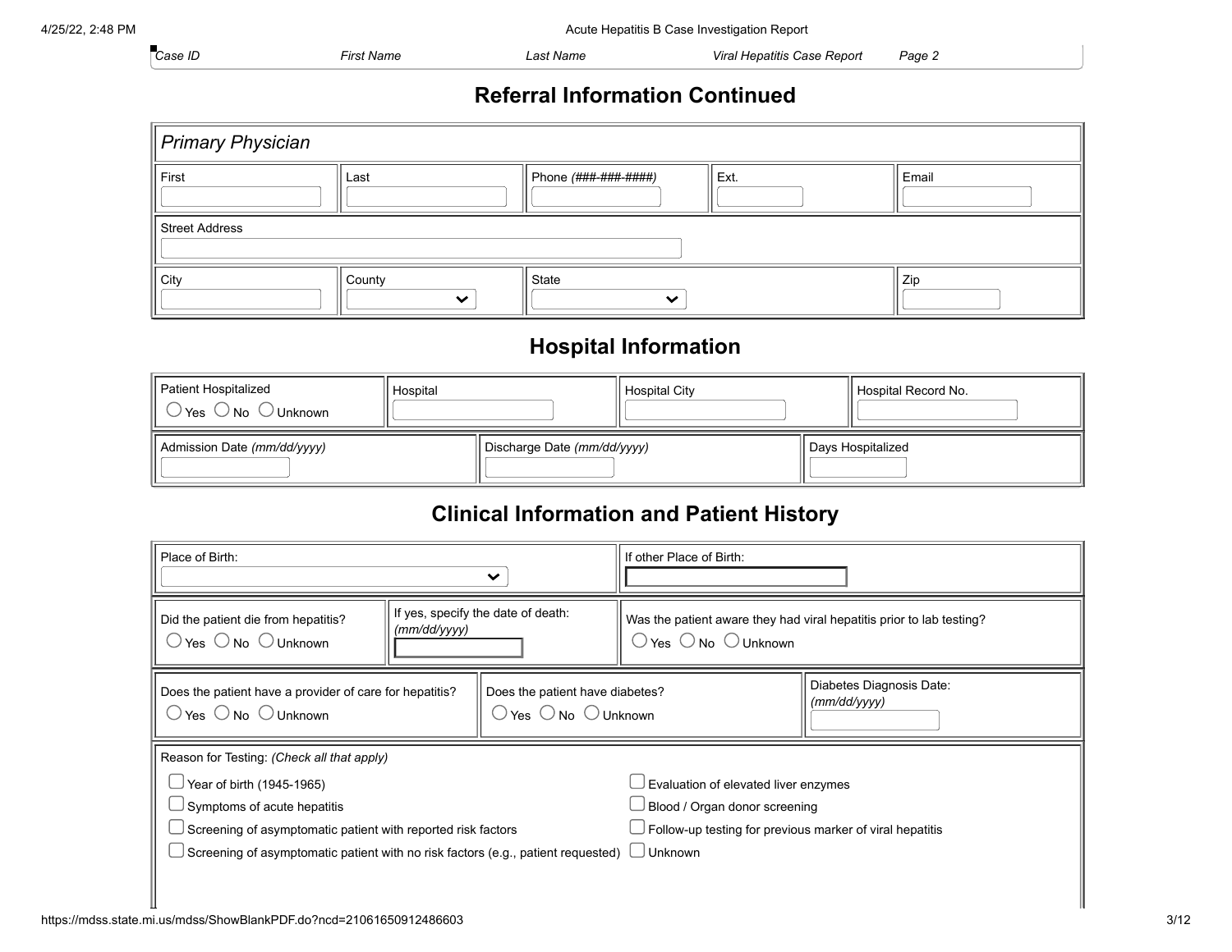| *Case ID* | *First Name* | *Last Name* | *Viral Hepatitis Case Report* | *Page 2* |
| --- | --- | --- | --- | --- |

## Referral Information Continued

| *Primary Physician* | | | | |
| --- | --- | --- | --- | --- |
| First | Last | Phone *(###-###-####)* | Ext. | Email |
| Street Address | | | | |
| City | County | State | | Zip |

## Hospital Information

| Patient Hospitalized ○ Yes ○ No ○ Unknown | Hospital | Hospital City | Hospital Record No. |
| --- | --- | --- | --- |
| Admission Date *(mm/dd/yyyy)* | Discharge Date *(mm/dd/yyyy)* | Days Hospitalized | |

## Clinical Information and Patient History

| Place of Birth: | If other Place of Birth: | |
| --- | --- | --- |
| Did the patient die from hepatitis? ○ Yes ○ No ○ Unknown | If yes, specify the date of death: *(mm/dd/yyyy)* | Was the patient aware they had viral hepatitis prior to lab testing? ○ Yes ○ No ○ Unknown |
| Does the patient have a provider of care for hepatitis? ○ Yes ○ No ○ Unknown | Does the patient have diabetes? ○ Yes ○ No ○ Unknown | Diabetes Diagnosis Date: *(mm/dd/yyyy)* |

Reason for Testing: *(Check all that apply)*

- ☐ Year of birth (1945-1965)
- ☐ Symptoms of acute hepatitis
- ☐ Screening of asymptomatic patient with reported risk factors
- ☐ Screening of asymptomatic patient with no risk factors (e.g., patient requested)
- ☐ Evaluation of elevated liver enzymes
- ☐ Blood / Organ donor screening
- ☐ Follow-up testing for previous marker of viral hepatitis
- ☐ Unknown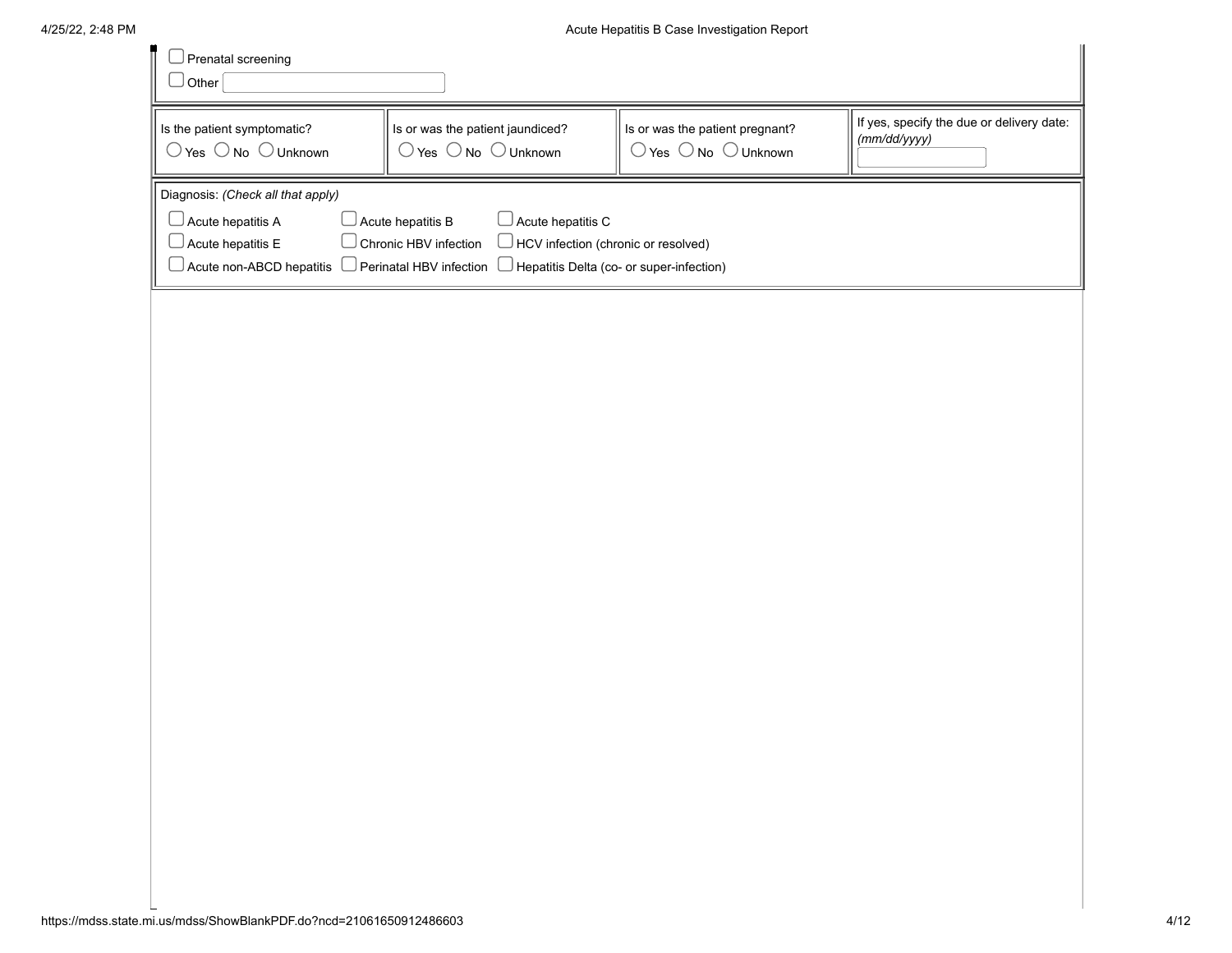- ☐ Prenatal screening
- ☐ Other ____________

| Is the patient symptomatic? | Is or was the patient jaundiced? | Is or was the patient pregnant? | If yes, specify the due or delivery date: *(mm/dd/yyyy)* |
|---|---|---|---|
| ○ Yes ○ No ○ Unknown | ○ Yes ○ No ○ Unknown | ○ Yes ○ No ○ Unknown | ____________ |

Diagnosis: *(Check all that apply)*

| | | |
|---|---|---|
| ☐ Acute hepatitis A | ☐ Acute hepatitis B | ☐ Acute hepatitis C |
| ☐ Acute hepatitis E | ☐ Chronic HBV infection | ☐ HCV infection (chronic or resolved) |
| ☐ Acute non-ABCD hepatitis | ☐ Perinatal HBV infection | ☐ Hepatitis Delta (co- or super-infection) |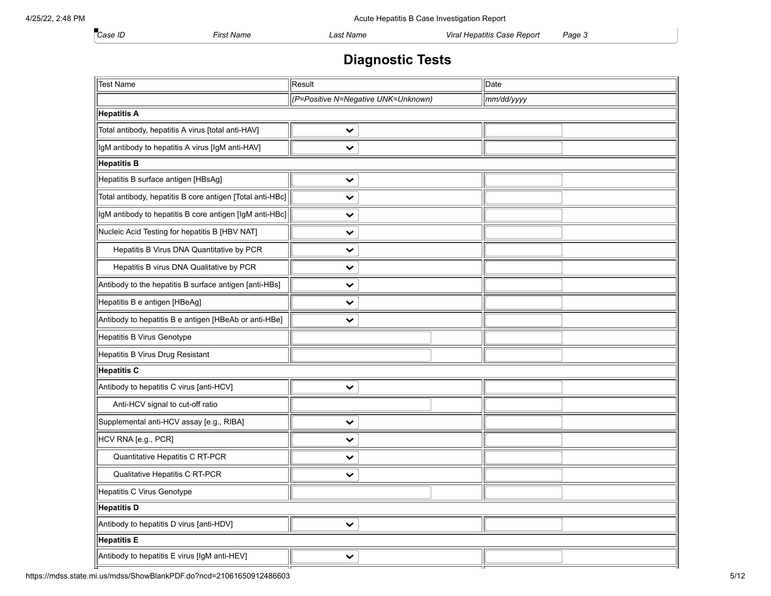| Case ID | First Name | Last Name | Viral Hepatitis Case Report | Page 3 |
|---|---|---|---|---|

## Diagnostic Tests

| Test Name | Result | Date |
|---|---|---|
| | (P=Positive N=Negative UNK=Unknown) | mm/dd/yyyy |
| **Hepatitis A** | | |
| Total antibody, hepatitis A virus [total anti-HAV] | | |
| IgM antibody to hepatitis A virus [IgM anti-HAV] | | |
| **Hepatitis B** | | |
| Hepatitis B surface antigen [HBsAg] | | |
| Total antibody, hepatitis B core antigen [Total anti-HBc] | | |
| IgM antibody to hepatitis B core antigen [IgM anti-HBc] | | |
| Nucleic Acid Testing for hepatitis B [HBV NAT] | | |
| Hepatitis B Virus DNA Quantitative by PCR | | |
| Hepatitis B virus DNA Qualitative by PCR | | |
| Antibody to the hepatitis B surface antigen [anti-HBs] | | |
| Hepatitis B e antigen [HBeAg] | | |
| Antibody to hepatitis B e antigen [HBeAb or anti-HBe] | | |
| Hepatitis B Virus Genotype | | |
| Hepatitis B Virus Drug Resistant | | |
| **Hepatitis C** | | |
| Antibody to hepatitis C virus [anti-HCV] | | |
| Anti-HCV signal to cut-off ratio | | |
| Supplemental anti-HCV assay [e.g., RIBA] | | |
| HCV RNA [e.g., PCR] | | |
| Quantitative Hepatitis C RT-PCR | | |
| Qualitative Hepatitis C RT-PCR | | |
| Hepatitis C Virus Genotype | | |
| **Hepatitis D** | | |
| Antibody to hepatitis D virus [anti-HDV] | | |
| **Hepatitis E** | | |
| Antibody to hepatitis E virus [IgM anti-HEV] | | |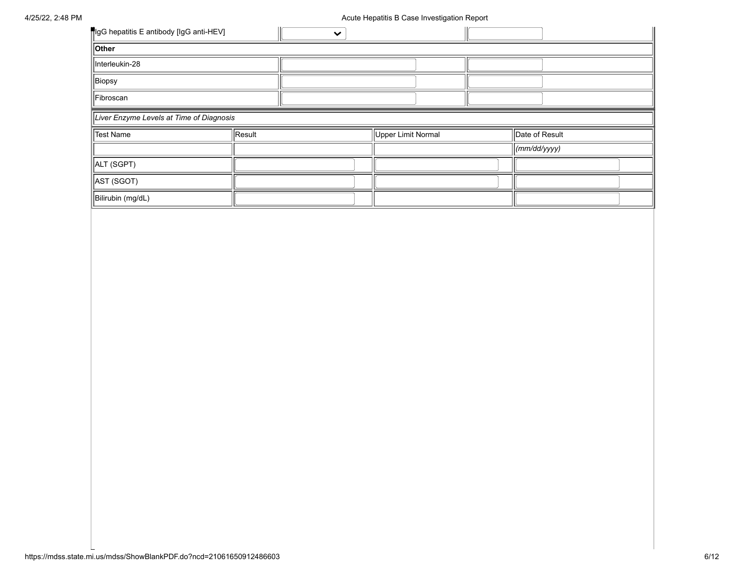| IgG hepatitis E antibody [IgG anti-HEV] | | |
| --- | --- | --- |
| **Other** | | |
| Interleukin-28 | | |
| Biopsy | | |
| Fibroscan | | |

*Liver Enzyme Levels at Time of Diagnosis*

| Test Name | Result | Upper Limit Normal | Date of Result |
| --- | --- | --- | --- |
| | | | *(mm/dd/yyyy)* |
| ALT (SGPT) | | | |
| AST (SGOT) | | | |
| Bilirubin (mg/dL) | | | |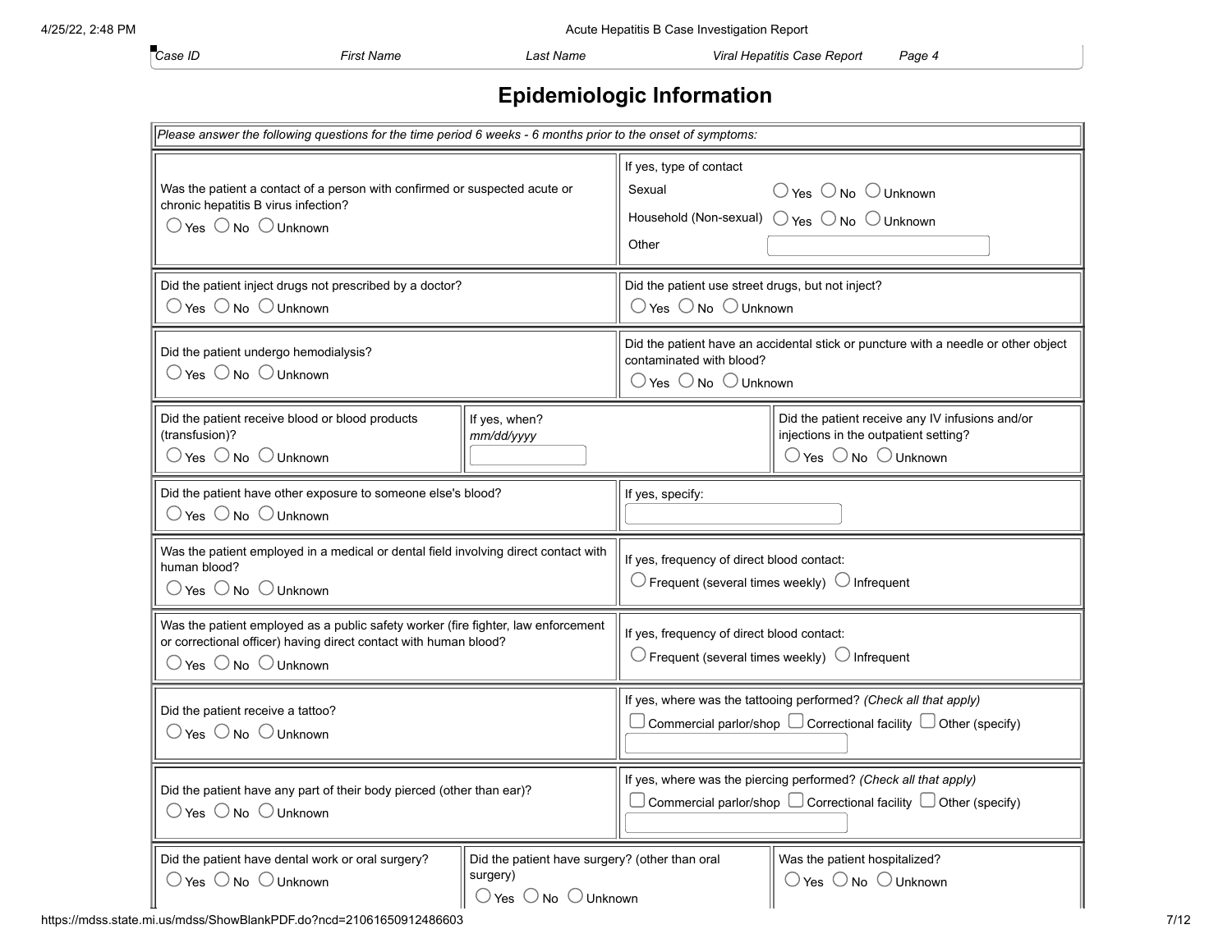Case ID | First Name | Last Name | Viral Hepatitis Case Report | Page 4

# Epidemiologic Information

*Please answer the following questions for the time period 6 weeks - 6 months prior to the onset of symptoms:*

Was the patient a contact of a person with confirmed or suspected acute or chronic hepatitis B virus infection?
○ Yes ○ No ○ Unknown

If yes, type of contact
- Sexual ○ Yes ○ No ○ Unknown
- Household (Non-sexual) ○ Yes ○ No ○ Unknown
- Other ______

Did the patient inject drugs not prescribed by a doctor?
○ Yes ○ No ○ Unknown

Did the patient use street drugs, but not inject?
○ Yes ○ No ○ Unknown

Did the patient undergo hemodialysis?
○ Yes ○ No ○ Unknown

Did the patient have an accidental stick or puncture with a needle or other object contaminated with blood?
○ Yes ○ No ○ Unknown

Did the patient receive blood or blood products (transfusion)?
○ Yes ○ No ○ Unknown

If yes, when?
*mm/dd/yyyy* ______

Did the patient receive any IV infusions and/or injections in the outpatient setting?
○ Yes ○ No ○ Unknown

Did the patient have other exposure to someone else's blood?
○ Yes ○ No ○ Unknown

If yes, specify: ______

Was the patient employed in a medical or dental field involving direct contact with human blood?
○ Yes ○ No ○ Unknown

If yes, frequency of direct blood contact:
○ Frequent (several times weekly) ○ Infrequent

Was the patient employed as a public safety worker (fire fighter, law enforcement or correctional officer) having direct contact with human blood?
○ Yes ○ No ○ Unknown

If yes, frequency of direct blood contact:
○ Frequent (several times weekly) ○ Infrequent

Did the patient receive a tattoo?
○ Yes ○ No ○ Unknown

If yes, where was the tattooing performed? *(Check all that apply)*
☐ Commercial parlor/shop ☐ Correctional facility ☐ Other (specify) ______

Did the patient have any part of their body pierced (other than ear)?
○ Yes ○ No ○ Unknown

If yes, where was the piercing performed? *(Check all that apply)*
☐ Commercial parlor/shop ☐ Correctional facility ☐ Other (specify) ______

Did the patient have dental work or oral surgery?
○ Yes ○ No ○ Unknown

Did the patient have surgery? (other than oral surgery)
○ Yes ○ No ○ Unknown

Was the patient hospitalized?
○ Yes ○ No ○ Unknown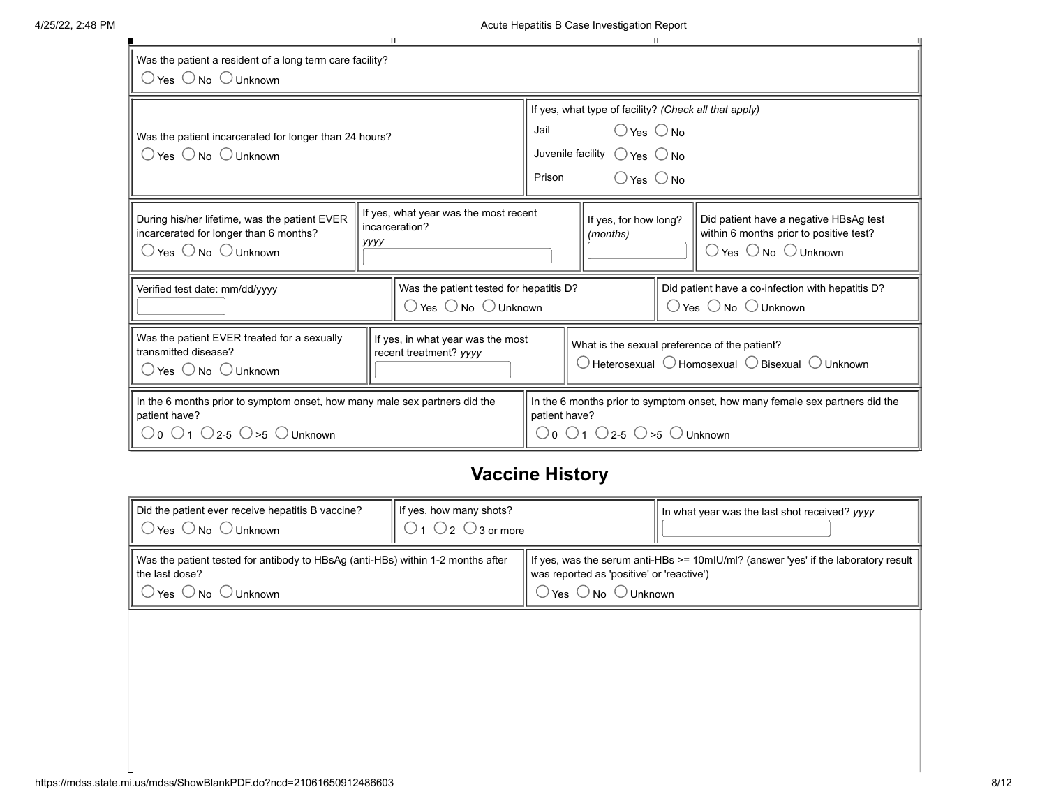Was the patient a resident of a long term care facility?
○ Yes ○ No ○ Unknown

Was the patient incarcerated for longer than 24 hours?
○ Yes ○ No ○ Unknown

If yes, what type of facility? *(Check all that apply)*

| | |
|---|---|
| Jail | ○ Yes ○ No |
| Juvenile facility | ○ Yes ○ No |
| Prison | ○ Yes ○ No |

During his/her lifetime, was the patient EVER incarcerated for longer than 6 months?
○ Yes ○ No ○ Unknown

If yes, what year was the most recent incarceration? *yyyy*

If yes, for how long? *(months)*

Did patient have a negative HBsAg test within 6 months prior to positive test?
○ Yes ○ No ○ Unknown

Verified test date: mm/dd/yyyy

Was the patient tested for hepatitis D?
○ Yes ○ No ○ Unknown

Did patient have a co-infection with hepatitis D?
○ Yes ○ No ○ Unknown

Was the patient EVER treated for a sexually transmitted disease?
○ Yes ○ No ○ Unknown

If yes, in what year was the most recent treatment? *yyyy*

What is the sexual preference of the patient?
○ Heterosexual ○ Homosexual ○ Bisexual ○ Unknown

In the 6 months prior to symptom onset, how many male sex partners did the patient have?
○ 0 ○ 1 ○ 2-5 ○ >5 ○ Unknown

In the 6 months prior to symptom onset, how many female sex partners did the patient have?
○ 0 ○ 1 ○ 2-5 ○ >5 ○ Unknown

## Vaccine History

Did the patient ever receive hepatitis B vaccine?
○ Yes ○ No ○ Unknown

If yes, how many shots?
○ 1 ○ 2 ○ 3 or more

In what year was the last shot received? *yyyy*

Was the patient tested for antibody to HBsAg (anti-HBs) within 1-2 months after the last dose?
○ Yes ○ No ○ Unknown

If yes, was the serum anti-HBs >= 10mIU/ml? (answer 'yes' if the laboratory result was reported as 'positive' or 'reactive')
○ Yes ○ No ○ Unknown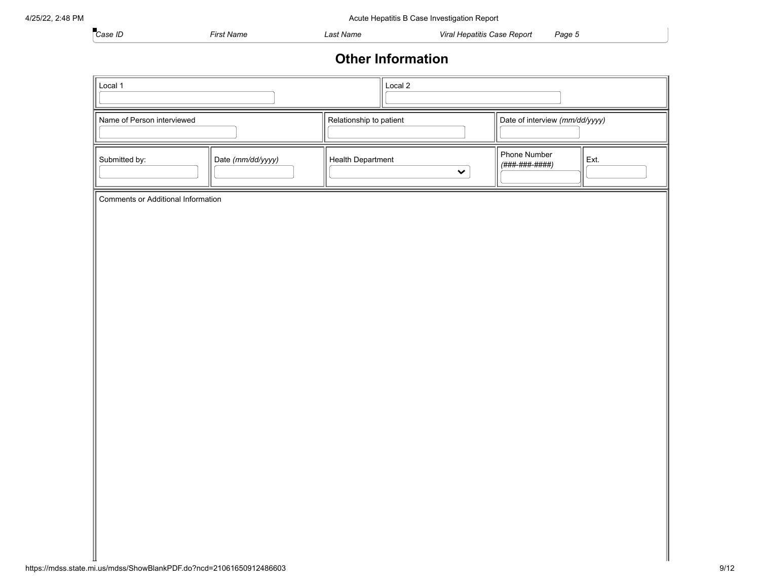| *Case ID* | *First Name* | *Last Name* | *Viral Hepatitis Case Report* | *Page 5* |
|---|---|---|---|---|

## Other Information

| Local 1 | Local 2 |
|---|---|
| | |

| Name of Person interviewed | Relationship to patient | Date of interview *(mm/dd/yyyy)* |
|---|---|---|
| | | |

| Submitted by: | Date *(mm/dd/yyyy)* | Health Department | Phone Number *(###-###-####)* | Ext. |
|---|---|---|---|---|
| | | | | |

Comments or Additional Information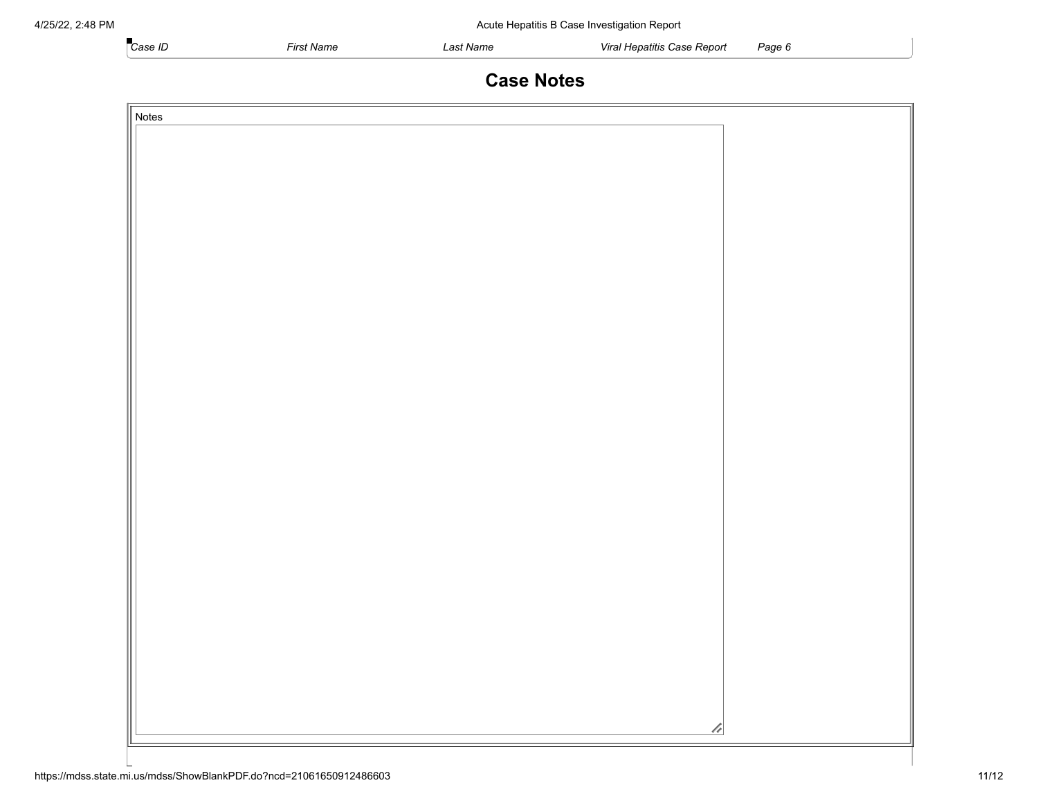| Case ID | First Name | Last Name | Viral Hepatitis Case Report | Page 6 |
| --- | --- | --- | --- | --- |

## Case Notes

Notes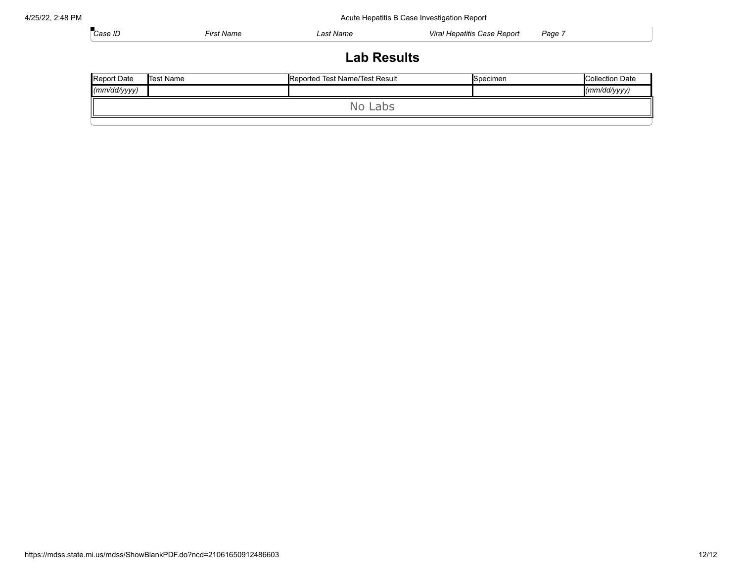| Case ID | First Name | Last Name | Viral Hepatitis Case Report | Page 7 |
|---|---|---|---|---|

## Lab Results

| Report Date | Test Name | Reported Test Name/Test Result | Specimen | Collection Date |
|---|---|---|---|---|
| *(mm/dd/yyyy)* | | | | *(mm/dd/yyyy)* |
| No Labs | | | | |